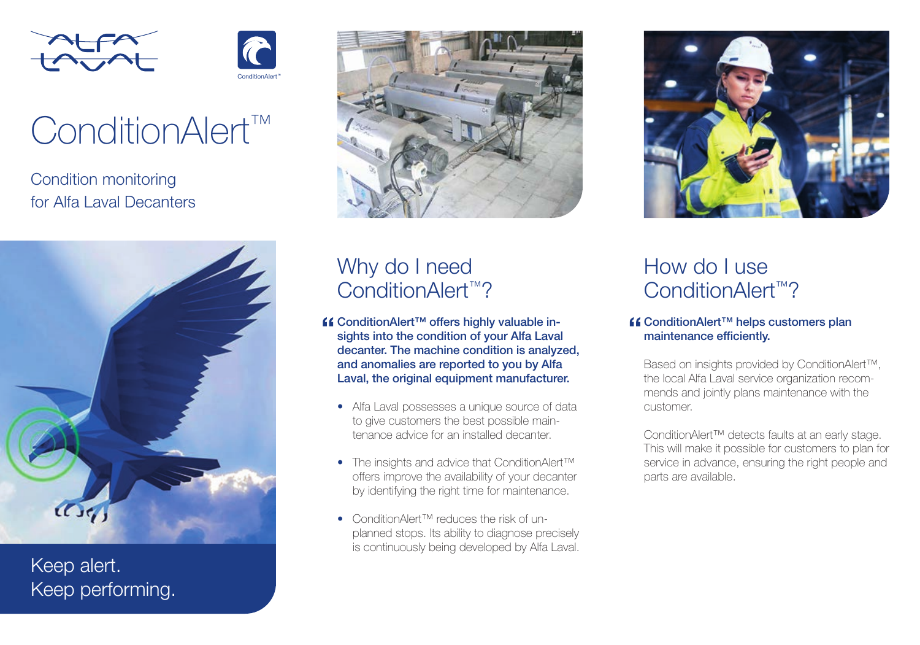# ConditionAlert™

Condition monitoring
for Alfa Laval Decanters

Keep alert.
Keep performing.

## Why do I need ConditionAlert™?

**“ConditionAlert™ offers highly valuable insights into the condition of your Alfa Laval decanter. The machine condition is analyzed, and anomalies are reported to you by Alfa Laval, the original equipment manufacturer.**

- Alfa Laval possesses a unique source of data to give customers the best possible maintenance advice for an installed decanter.
- The insights and advice that ConditionAlert™ offers improve the availability of your decanter by identifying the right time for maintenance.
- ConditionAlert™ reduces the risk of unplanned stops. Its ability to diagnose precisely is continuously being developed by Alfa Laval.

## How do I use ConditionAlert™?

**“ConditionAlert™ helps customers plan maintenance efficiently.**

Based on insights provided by ConditionAlert™, the local Alfa Laval service organization recommends and jointly plans maintenance with the customer.

ConditionAlert™ detects faults at an early stage. This will make it possible for customers to plan for service in advance, ensuring the right people and parts are available.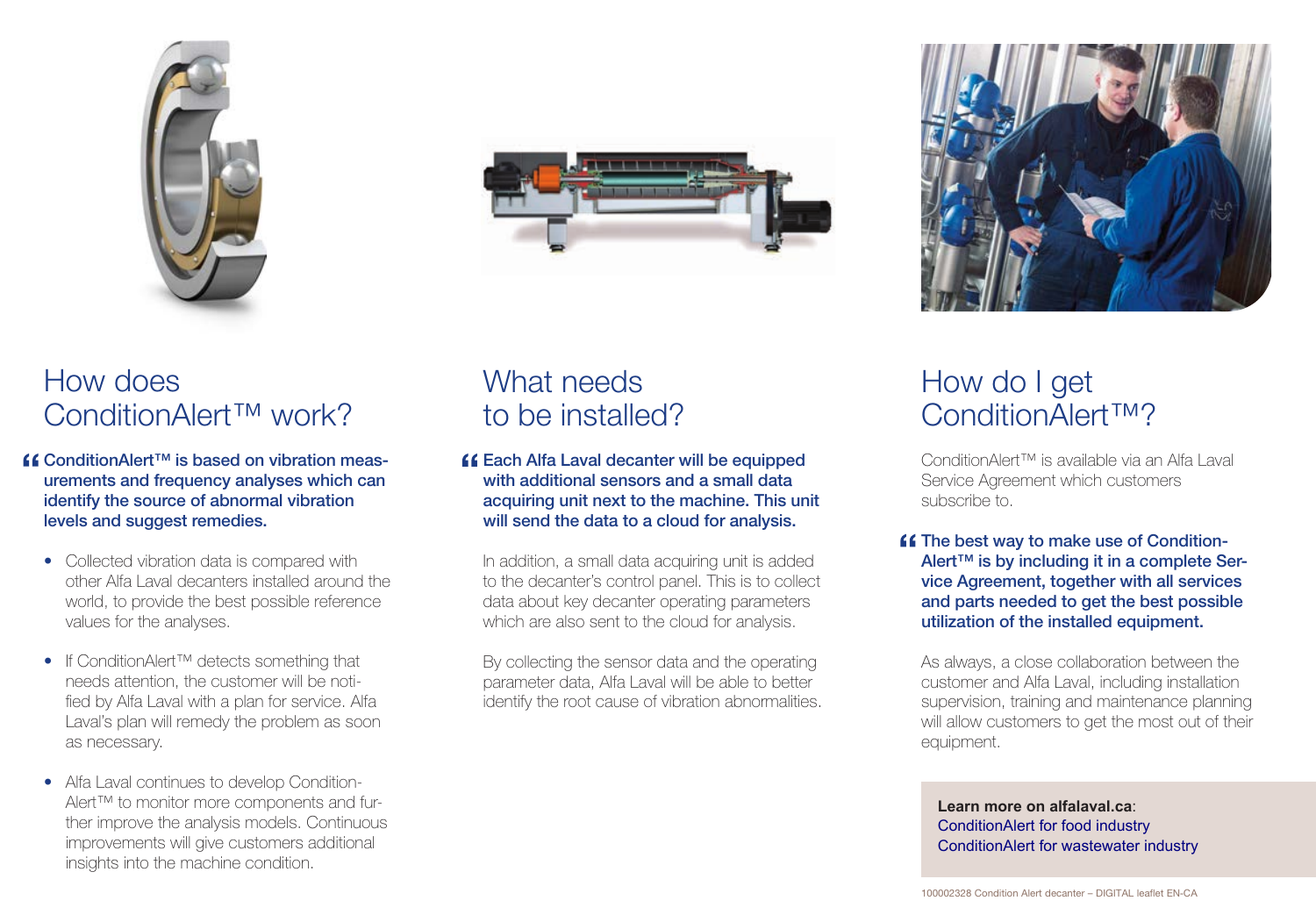## How does ConditionAlert™ work?

**ConditionAlert™ is based on vibration measurements and frequency analyses which can identify the source of abnormal vibration levels and suggest remedies.**

- Collected vibration data is compared with other Alfa Laval decanters installed around the world, to provide the best possible reference values for the analyses.
- If ConditionAlert™ detects something that needs attention, the customer will be notified by Alfa Laval with a plan for service. Alfa Laval's plan will remedy the problem as soon as necessary.
- Alfa Laval continues to develop ConditionAlert™ to monitor more components and further improve the analysis models. Continuous improvements will give customers additional insights into the machine condition.

## What needs to be installed?

**Each Alfa Laval decanter will be equipped with additional sensors and a small data acquiring unit next to the machine. This unit will send the data to a cloud for analysis.**

In addition, a small data acquiring unit is added to the decanter's control panel. This is to collect data about key decanter operating parameters which are also sent to the cloud for analysis.

By collecting the sensor data and the operating parameter data, Alfa Laval will be able to better identify the root cause of vibration abnormalities.

## How do I get ConditionAlert™?

ConditionAlert™ is available via an Alfa Laval Service Agreement which customers subscribe to.

**The best way to make use of ConditionAlert™ is by including it in a complete Service Agreement, together with all services and parts needed to get the best possible utilization of the installed equipment.**

As always, a close collaboration between the customer and Alfa Laval, including installation supervision, training and maintenance planning will allow customers to get the most out of their equipment.

**Learn more on alfalaval.ca**:
ConditionAlert for food industry
ConditionAlert for wastewater industry

100002328 Condition Alert decanter – DIGITAL leaflet EN-CA